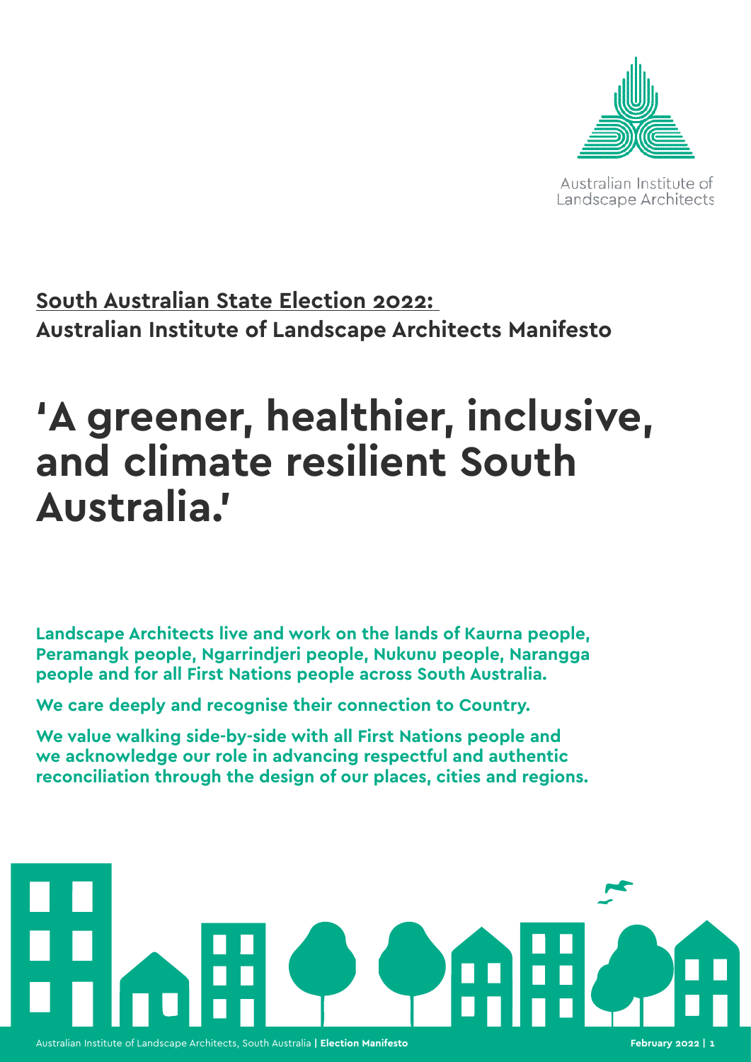Australian Institute of Landscape Architects

## South Australian State Election 2022: Australian Institute of Landscape Architects Manifesto

# 'A greener, healthier, inclusive, and climate resilient South Australia.'

**Landscape Architects live and work on the lands of Kaurna people, Peramangk people, Ngarrindjeri people, Nukunu people, Narangga people and for all First Nations people across South Australia.**

**We care deeply and recognise their connection to Country.**

**We value walking side-by-side with all First Nations people and we acknowledge our role in advancing respectful and authentic reconciliation through the design of our places, cities and regions.**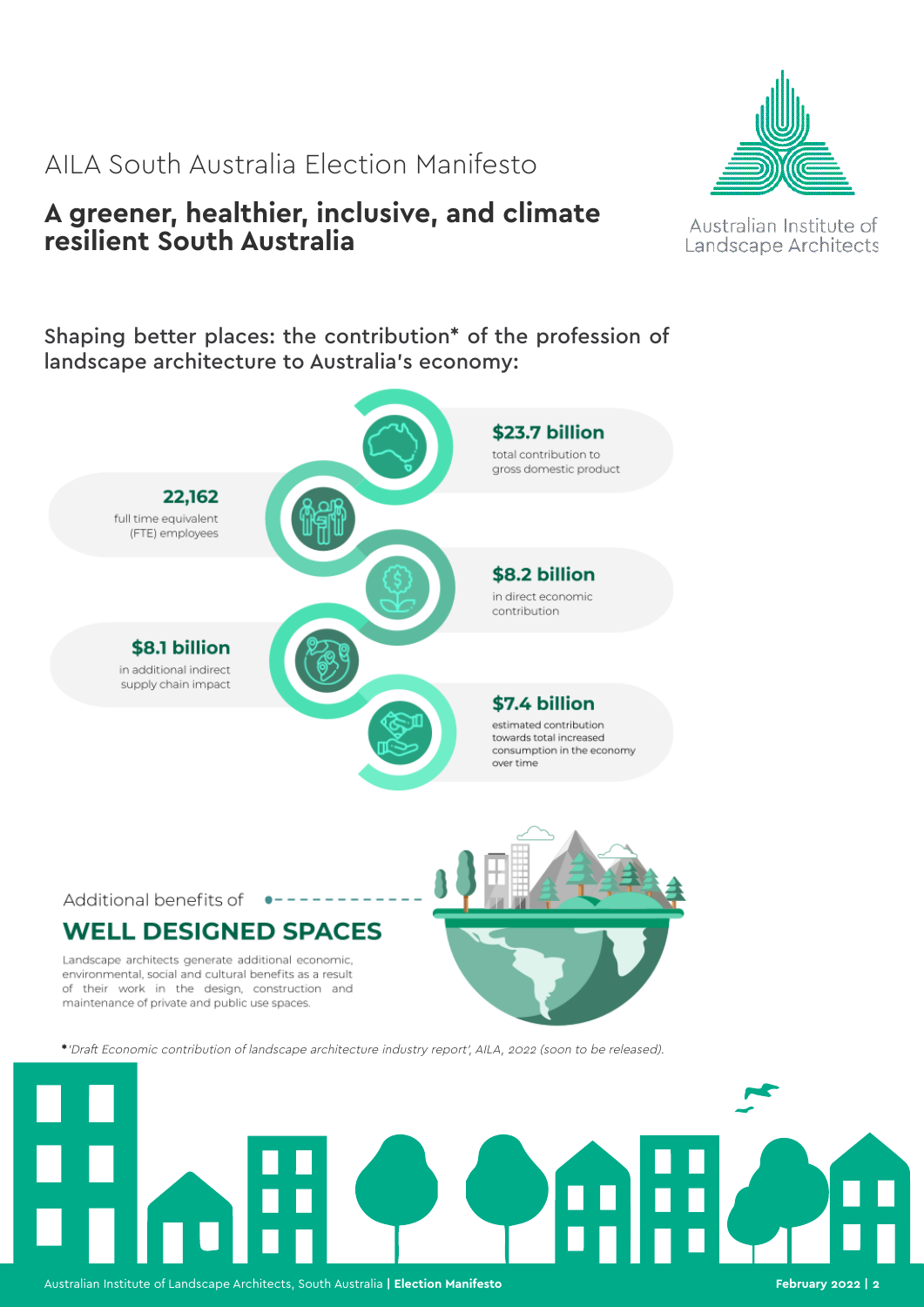AILA South Australia Election Manifesto

# A greener, healthier, inclusive, and climate resilient South Australia

Australian Institute of Landscape Architects

Shaping better places: the contribution* of the profession of landscape architecture to Australia's economy:

**$23.7 billion**
total contribution to gross domestic product

**22,162**
full time equivalent (FTE) employees

**$8.2 billion**
in direct economic contribution

**$8.1 billion**
in additional indirect supply chain impact

**$7.4 billion**
estimated contribution towards total increased consumption in the economy over time

Additional benefits of

## WELL DESIGNED SPACES

Landscape architects generate additional economic, environmental, social and cultural benefits as a result of their work in the design, construction and maintenance of private and public use spaces.

* *'Draft Economic contribution of landscape architecture industry report', AILA, 2022 (soon to be released).*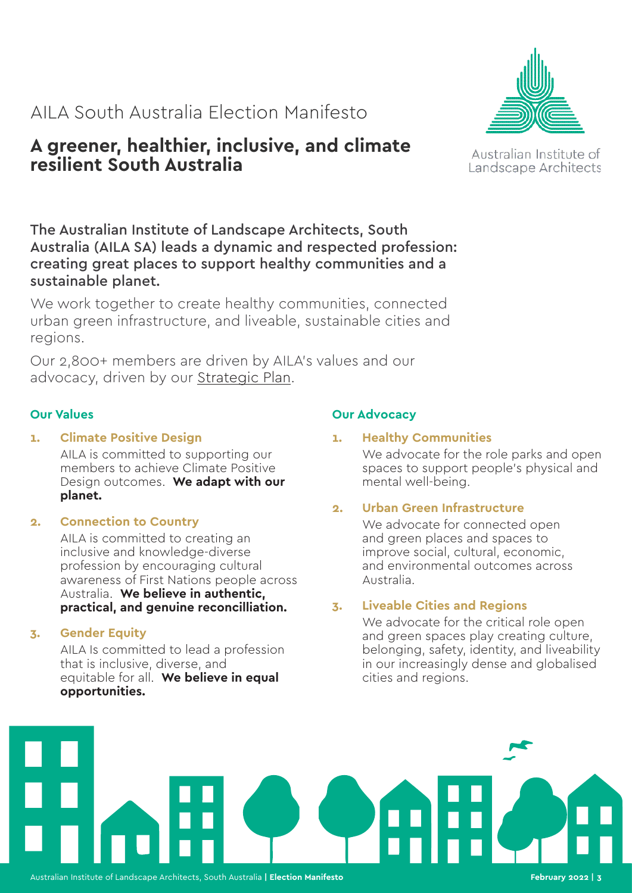# AILA South Australia Election Manifesto

## A greener, healthier, inclusive, and climate resilient South Australia

Australian Institute of Landscape Architects

**The Australian Institute of Landscape Architects, South Australia (AILA SA) leads a dynamic and respected profession: creating great places to support healthy communities and a sustainable planet.**

We work together to create healthy communities, connected urban green infrastructure, and liveable, sustainable cities and regions.

Our 2,800+ members are driven by AILA's values and our advocacy, driven by our Strategic Plan.

### Our Values

1. **Climate Positive Design**

   AILA is committed to supporting our members to achieve Climate Positive Design outcomes. **We adapt with our planet.**

2. **Connection to Country**

   AILA is committed to creating an inclusive and knowledge-diverse profession by encouraging cultural awareness of First Nations people across Australia. **We believe in authentic, practical, and genuine reconcilliation.**

3. **Gender Equity**

   AILA Is committed to lead a profession that is inclusive, diverse, and equitable for all. **We believe in equal opportunities.**

### Our Advocacy

1. **Healthy Communities**

   We advocate for the role parks and open spaces to support people's physical and mental well-being.

2. **Urban Green Infrastructure**

   We advocate for connected open and green places and spaces to improve social, cultural, economic, and environmental outcomes across Australia.

3. **Liveable Cities and Regions**

   We advocate for the critical role open and green spaces play creating culture, belonging, safety, identity, and liveability in our increasingly dense and globalised cities and regions.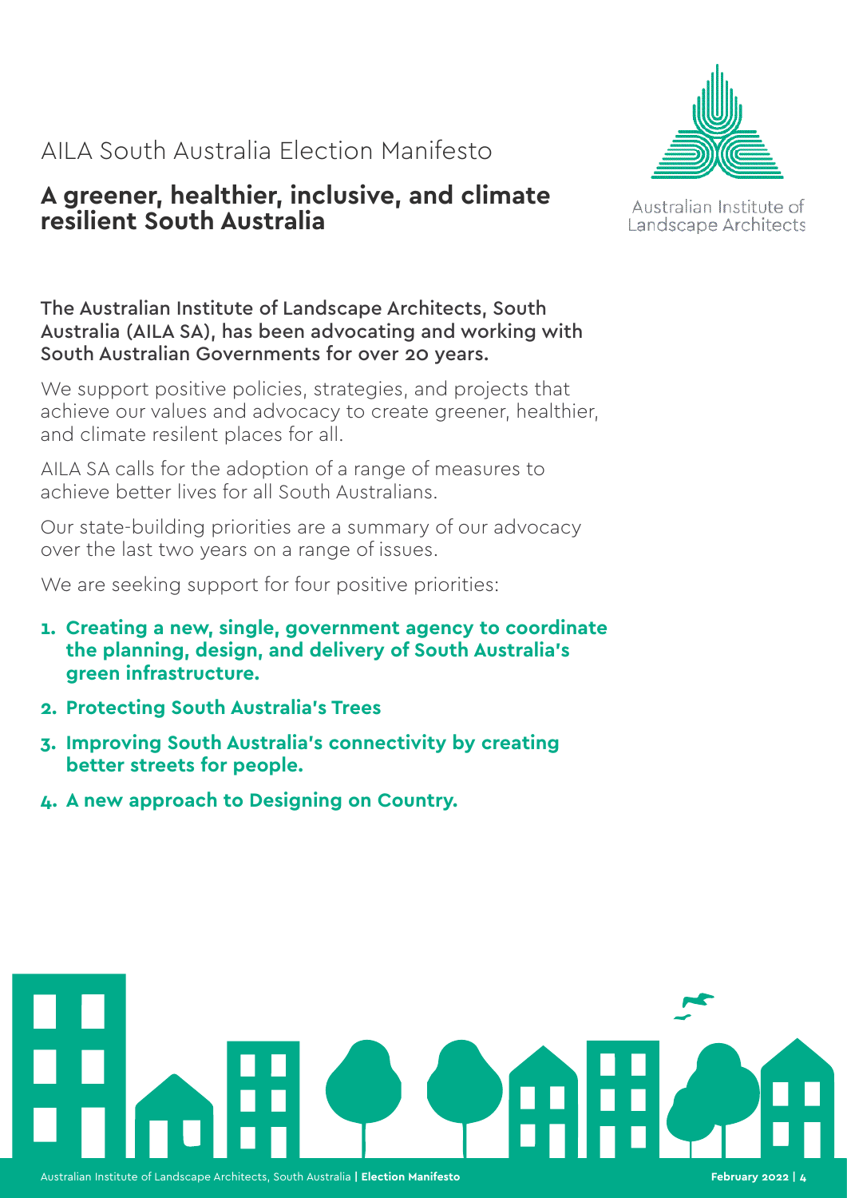AILA South Australia Election Manifesto

# A greener, healthier, inclusive, and climate resilient South Australia

Australian Institute of Landscape Architects

**The Australian Institute of Landscape Architects, South Australia (AILA SA), has been advocating and working with South Australian Governments for over 20 years.**

We support positive policies, strategies, and projects that achieve our values and advocacy to create greener, healthier, and climate resilient places for all.

AILA SA calls for the adoption of a range of measures to achieve better lives for all South Australians.

Our state-building priorities are a summary of our advocacy over the last two years on a range of issues.

We are seeking support for four positive priorities:

1. **Creating a new, single, government agency to coordinate the planning, design, and delivery of South Australia's green infrastructure.**
2. **Protecting South Australia's Trees**
3. **Improving South Australia's connectivity by creating better streets for people.**
4. **A new approach to Designing on Country.**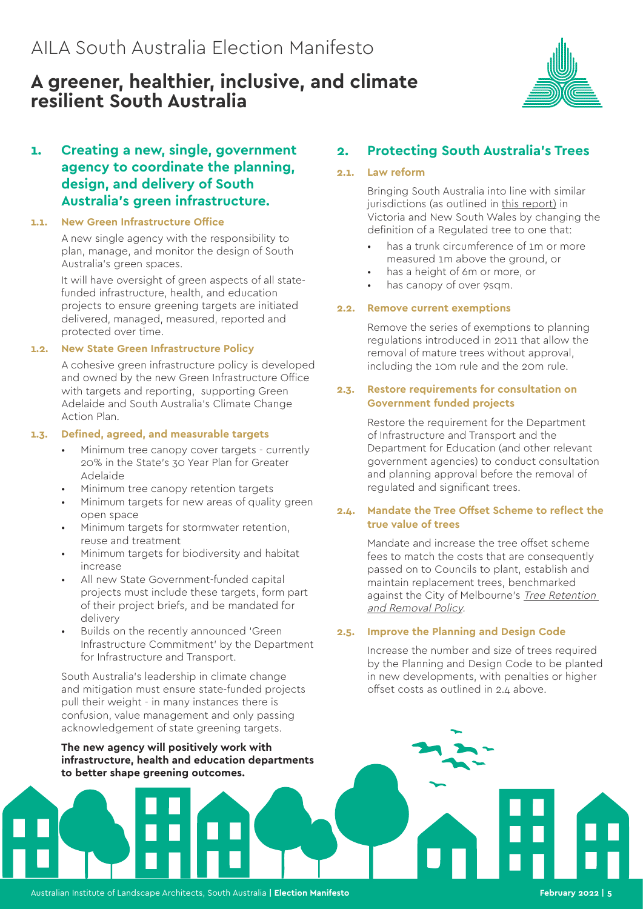# AILA South Australia Election Manifesto

## A greener, healthier, inclusive, and climate resilient South Australia

### 1. Creating a new, single, government agency to coordinate the planning, design, and delivery of South Australia's green infrastructure.

#### 1.1. New Green Infrastructure Office

A new single agency with the responsibility to plan, manage, and monitor the design of South Australia's green spaces.

It will have oversight of green aspects of all state-funded infrastructure, health, and education projects to ensure greening targets are initiated delivered, managed, measured, reported and protected over time.

#### 1.2. New State Green Infrastructure Policy

A cohesive green infrastructure policy is developed and owned by the new Green Infrastructure Office with targets and reporting, supporting Green Adelaide and South Australia's Climate Change Action Plan.

#### 1.3. Defined, agreed, and measurable targets

- Minimum tree canopy cover targets - currently 20% in the State's 30 Year Plan for Greater Adelaide
- Minimum tree canopy retention targets
- Minimum targets for new areas of quality green open space
- Minimum targets for stormwater retention, reuse and treatment
- Minimum targets for biodiversity and habitat increase
- All new State Government-funded capital projects must include these targets, form part of their project briefs, and be mandated for delivery
- Builds on the recently announced 'Green Infrastructure Commitment' by the Department for Infrastructure and Transport.

South Australia's leadership in climate change and mitigation must ensure state-funded projects pull their weight - in many instances there is confusion, value management and only passing acknowledgement of state greening targets.

**The new agency will positively work with infrastructure, health and education departments to better shape greening outcomes.**

### 2. Protecting South Australia's Trees

#### 2.1. Law reform

Bringing South Australia into line with similar jurisdictions (as outlined in this report) in Victoria and New South Wales by changing the definition of a Regulated tree to one that:

- has a trunk circumference of 1m or more measured 1m above the ground, or
- has a height of 6m or more, or
- has canopy of over 9sqm.

#### 2.2. Remove current exemptions

Remove the series of exemptions to planning regulations introduced in 2011 that allow the removal of mature trees without approval, including the 10m rule and the 20m rule.

#### 2.3. Restore requirements for consultation on Government funded projects

Restore the requirement for the Department of Infrastructure and Transport and the Department for Education (and other relevant government agencies) to conduct consultation and planning approval before the removal of regulated and significant trees.

#### 2.4. Mandate the Tree Offset Scheme to reflect the true value of trees

Mandate and increase the tree offset scheme fees to match the costs that are consequently passed on to Councils to plant, establish and maintain replacement trees, benchmarked against the City of Melbourne's *Tree Retention and Removal Policy*.

#### 2.5. Improve the Planning and Design Code

Increase the number and size of trees required by the Planning and Design Code to be planted in new developments, with penalties or higher offset costs as outlined in 2.4 above.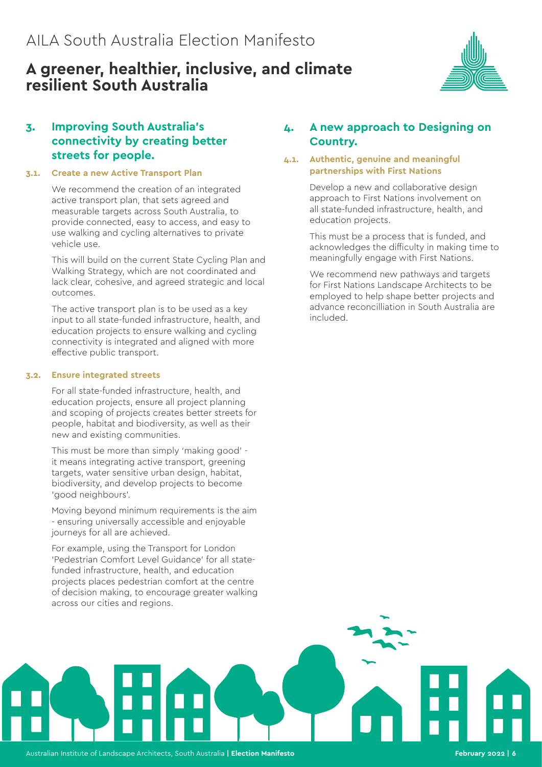# AILA South Australia Election Manifesto

## A greener, healthier, inclusive, and climate resilient South Australia

## 3. Improving South Australia's connectivity by creating better streets for people.

### 3.1. Create a new Active Transport Plan

We recommend the creation of an integrated active transport plan, that sets agreed and measurable targets across South Australia, to provide connected, easy to access, and easy to use walking and cycling alternatives to private vehicle use.

This will build on the current State Cycling Plan and Walking Strategy, which are not coordinated and lack clear, cohesive, and agreed strategic and local outcomes.

The active transport plan is to be used as a key input to all state-funded infrastructure, health, and education projects to ensure walking and cycling connectivity is integrated and aligned with more effective public transport.

### 3.2. Ensure integrated streets

For all state-funded infrastructure, health, and education projects, ensure all project planning and scoping of projects creates better streets for people, habitat and biodiversity, as well as their new and existing communities.

This must be more than simply 'making good' - it means integrating active transport, greening targets, water sensitive urban design, habitat, biodiversity, and develop projects to become 'good neighbours'.

Moving beyond minimum requirements is the aim - ensuring universally accessible and enjoyable journeys for all are achieved.

For example, using the Transport for London 'Pedestrian Comfort Level Guidance' for all state-funded infrastructure, health, and education projects places pedestrian comfort at the centre of decision making, to encourage greater walking across our cities and regions.

## 4. A new approach to Designing on Country.

### 4.1. Authentic, genuine and meaningful partnerships with First Nations

Develop a new and collaborative design approach to First Nations involvement on all state-funded infrastructure, health, and education projects.

This must be a process that is funded, and acknowledges the difficulty in making time to meaningfully engage with First Nations.

We recommend new pathways and targets for First Nations Landscape Architects to be employed to help shape better projects and advance reconcilliation in South Australia are included.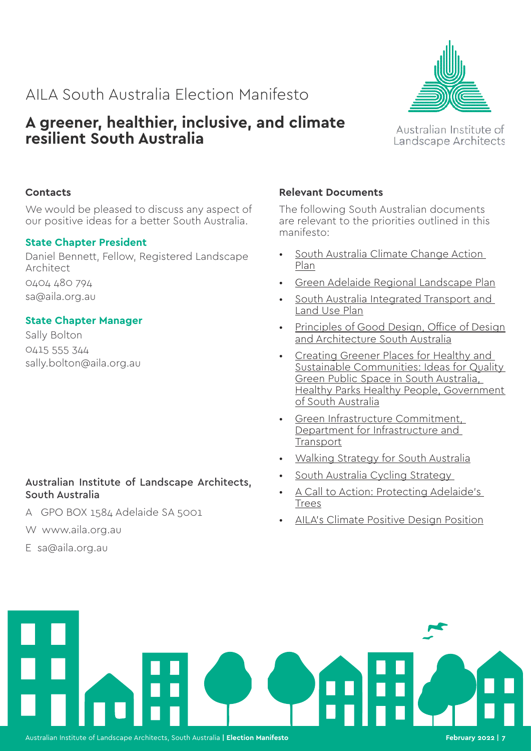AILA South Australia Election Manifesto

# A greener, healthier, inclusive, and climate resilient South Australia

Australian Institute of Landscape Architects

### Contacts

We would be pleased to discuss any aspect of our positive ideas for a better South Australia.

#### State Chapter President

Daniel Bennett, Fellow, Registered Landscape Architect

0404 480 794

sa@aila.org.au

#### State Chapter Manager

Sally Bolton

0415 555 344

sally.bolton@aila.org.au

### Australian Institute of Landscape Architects, South Australia

A GPO BOX 1584 Adelaide SA 5001

W www.aila.org.au

E sa@aila.org.au

### Relevant Documents

The following South Australian documents are relevant to the priorities outlined in this manifesto:

- South Australia Climate Change Action Plan
- Green Adelaide Regional Landscape Plan
- South Australia Integrated Transport and Land Use Plan
- Principles of Good Design, Office of Design and Architecture South Australia
- Creating Greener Places for Healthy and Sustainable Communities: Ideas for Quality Green Public Space in South Australia, Healthy Parks Healthy People, Government of South Australia
- Green Infrastructure Commitment, Department for Infrastructure and Transport
- Walking Strategy for South Australia
- South Australia Cycling Strategy
- A Call to Action: Protecting Adelaide's Trees
- AILA's Climate Positive Design Position